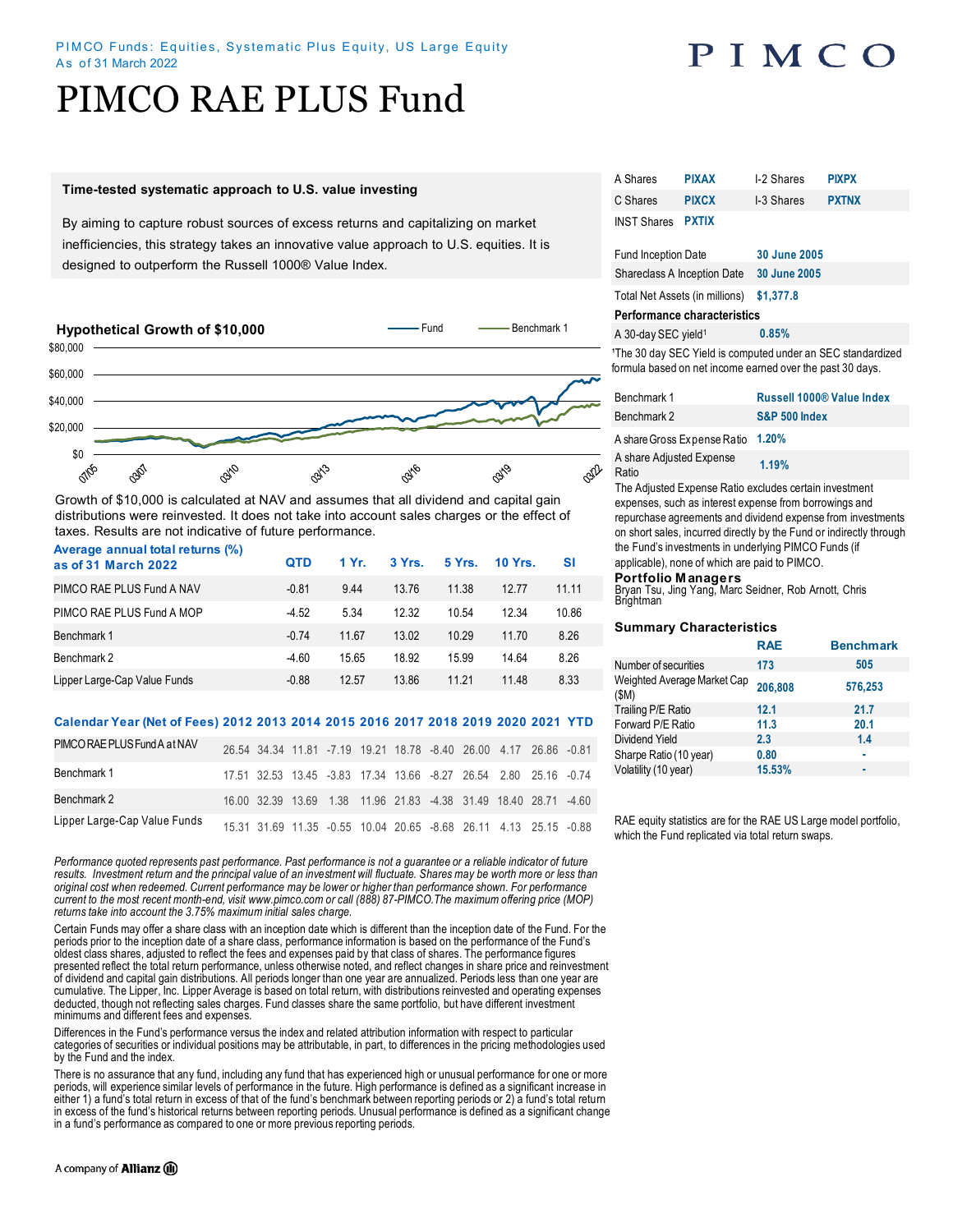PIMCO Funds: Equities, Systematic Plus Equity, US Large Equity
As of 31 March 2022

# PIMCO RAE PLUS Fund

### Time-tested systematic approach to U.S. value investing

By aiming to capture robust sources of excess returns and capitalizing on market inefficiencies, this strategy takes an innovative value approach to U.S. equities. It is designed to outperform the Russell 1000® Value Index.

### Hypothetical Growth of $10,000

Fund — Benchmark 1

$80,000
$60,000
$40,000
$20,000
$0

07/05 03/07 03/10 03/13 03/16 03/19 03/22

Growth of $10,000 is calculated at NAV and assumes that all dividend and capital gain distributions were reinvested. It does not take into account sales charges or the effect of taxes. Results are not indicative of future performance.

| Average annual total returns (%) as of 31 March 2022 | QTD | 1 Yr. | 3 Yrs. | 5 Yrs. | 10 Yrs. | SI |
|---|---|---|---|---|---|---|
| PIMCO RAE PLUS Fund A NAV | -0.81 | 9.44 | 13.76 | 11.38 | 12.77 | 11.11 |
| PIMCO RAE PLUS Fund A MOP | -4.52 | 5.34 | 12.32 | 10.54 | 12.34 | 10.86 |
| Benchmark 1 | -0.74 | 11.67 | 13.02 | 10.29 | 11.70 | 8.26 |
| Benchmark 2 | -4.60 | 15.65 | 18.92 | 15.99 | 14.64 | 8.26 |
| Lipper Large-Cap Value Funds | -0.88 | 12.57 | 13.86 | 11.21 | 11.48 | 8.33 |

| Calendar Year (Net of Fees) | 2012 | 2013 | 2014 | 2015 | 2016 | 2017 | 2018 | 2019 | 2020 | 2021 | YTD |
|---|---|---|---|---|---|---|---|---|---|---|---|
| PIMCO RAE PLUS Fund A at NAV | 26.54 | 34.34 | 11.81 | -7.19 | 19.21 | 18.78 | -8.40 | 26.00 | 4.17 | 26.86 | -0.81 |
| Benchmark 1 | 17.51 | 32.53 | 13.45 | -3.83 | 17.34 | 13.66 | -8.27 | 26.54 | 2.80 | 25.16 | -0.74 |
| Benchmark 2 | 16.00 | 32.39 | 13.69 | 1.38 | 11.96 | 21.83 | -4.38 | 31.49 | 18.40 | 28.71 | -4.60 |
| Lipper Large-Cap Value Funds | 15.31 | 31.69 | 11.35 | -0.55 | 10.04 | 20.65 | -8.68 | 26.11 | 4.13 | 25.15 | -0.88 |

*Performance quoted represents past performance. Past performance is not a guarantee or a reliable indicator of future results. Investment return and the principal value of an investment will fluctuate. Shares may be worth more or less than original cost when redeemed. Current performance may be lower or higher than performance shown. For performance current to the most recent month-end, visit www.pimco.com or call (888) 87-PIMCO.The maximum offering price (MOP) returns take into account the 3.75% maximum initial sales charge.*

Certain Funds may offer a share class with an inception date which is different than the inception date of the Fund. For the periods prior to the inception date of a share class, performance information is based on the performance of the Fund's oldest class shares, adjusted to reflect the fees and expenses paid by that class of shares. The performance figures presented reflect the total return performance, unless otherwise noted, and reflect changes in share price and reinvestment of dividend and capital gain distributions. All periods longer than one year are annualized. Periods less than one year are cumulative. The Lipper, Inc. Lipper Average is based on total return, with distributions reinvested and operating expenses deducted, though not reflecting sales charges. Fund classes share the same portfolio, but have different investment minimums and different fees and expenses.

Differences in the Fund's performance versus the index and related attribution information with respect to particular categories of securities or individual positions may be attributable, in part, to differences in the pricing methodologies used by the Fund and the index.

There is no assurance that any fund, including any fund that has experienced high or unusual performance for one or more periods, will experience similar levels of performance in the future. High performance is defined as a significant increase in either 1) a fund's total return in excess of that of the fund's benchmark between reporting periods or 2) a fund's total return in excess of the fund's historical returns between reporting periods. Unusual performance is defined as a significant change in a fund's performance as compared to one or more previous reporting periods.

| | | | |
|---|---|---|---|
| A Shares | PIXAX | I-2 Shares | PIXPX |
| C Shares | PIXCX | I-3 Shares | PXTNX |
| INST Shares | PXTIX | | |

| | |
|---|---|
| Fund Inception Date | 30 June 2005 |
| Shareclass A Inception Date | 30 June 2005 |
| Total Net Assets (in millions) | $1,377.8 |

**Performance characteristics**

| | |
|---|---|
| A 30-day SEC yield[1] | 0.85% |

[1]The 30 day SEC Yield is computed under an SEC standardized formula based on net income earned over the past 30 days.

| | |
|---|---|
| Benchmark 1 | Russell 1000® Value Index |
| Benchmark 2 | S&P 500 Index |
| A share Gross Expense Ratio | 1.20% |
| A share Adjusted Expense Ratio | 1.19% |

The Adjusted Expense Ratio excludes certain investment expenses, such as interest expense from borrowings and repurchase agreements and dividend expense from investments on short sales, incurred directly by the Fund or indirectly through the Fund's investments in underlying PIMCO Funds (if applicable), none of which are paid to PIMCO.

**Portfolio Managers**
Bryan Tsu, Jing Yang, Marc Seidner, Rob Arnott, Chris Brightman

### Summary Characteristics

| | RAE | Benchmark |
|---|---|---|
| Number of securities | 173 | 505 |
| Weighted Average Market Cap ($M) | 206,808 | 576,253 |
| Trailing P/E Ratio | 12.1 | 21.7 |
| Forward P/E Ratio | 11.3 | 20.1 |
| Dividend Yield | 2.3 | 1.4 |
| Sharpe Ratio (10 year) | 0.80 | - |
| Volatility (10 year) | 15.53% | - |

RAE equity statistics are for the RAE US Large model portfolio, which the Fund replicated via total return swaps.

A company of Allianz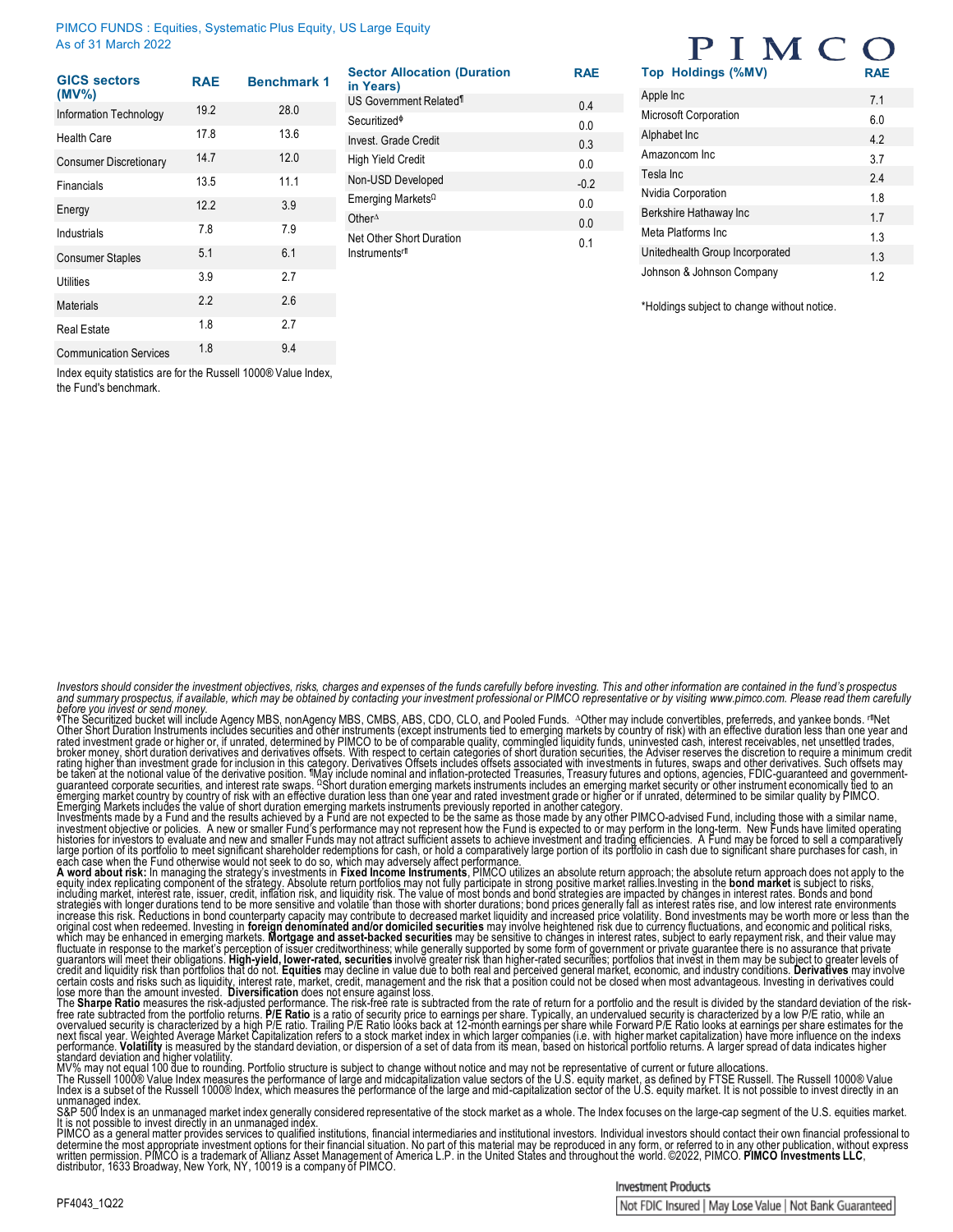PIMCO FUNDS : Equities, Systematic Plus Equity, US Large Equity
As of 31 March 2022

| GICS sectors (MV%) | RAE | Benchmark 1 |
|---|---|---|
| Information Technology | 19.2 | 28.0 |
| Health Care | 17.8 | 13.6 |
| Consumer Discretionary | 14.7 | 12.0 |
| Financials | 13.5 | 11.1 |
| Energy | 12.2 | 3.9 |
| Industrials | 7.8 | 7.9 |
| Consumer Staples | 5.1 | 6.1 |
| Utilities | 3.9 | 2.7 |
| Materials | 2.2 | 2.6 |
| Real Estate | 1.8 | 2.7 |
| Communication Services | 1.8 | 9.4 |

Index equity statistics are for the Russell 1000® Value Index, the Fund's benchmark.

| Sector Allocation (Duration in Years) | RAE |
|---|---|
| US Government Related¶ | 0.4 |
| Securitized^Φ | 0.0 |
| Invest. Grade Credit | 0.3 |
| High Yield Credit | 0.0 |
| Non-USD Developed | -0.2 |
| Emerging Markets^Ω | 0.0 |
| Other^Δ | 0.0 |
| Net Other Short Duration Instruments^r¶ | 0.1 |

| Top Holdings (%MV) | RAE |
|---|---|
| Apple Inc | 7.1 |
| Microsoft Corporation | 6.0 |
| Alphabet Inc | 4.2 |
| Amazoncom Inc | 3.7 |
| Tesla Inc | 2.4 |
| Nvidia Corporation | 1.8 |
| Berkshire Hathaway Inc | 1.7 |
| Meta Platforms Inc | 1.3 |
| Unitedhealth Group Incorporated | 1.3 |
| Johnson & Johnson Company | 1.2 |

*Holdings subject to change without notice.

*Investors should consider the investment objectives, risks, charges and expenses of the funds carefully before investing. This and other information are contained in the fund's prospectus and summary prospectus, if available, which may be obtained by contacting your investment professional or PIMCO representative or by visiting www.pimco.com. Please read them carefully before you invest or send money.*

^ΦThe Securitized bucket will include Agency MBS, nonAgency MBS, CMBS, ABS, CDO, CLO, and Pooled Funds. ^ΔOther may include convertibles, preferreds, and yankee bonds. ^r¶Net Other Short Duration Instruments includes securities and other instruments (except instruments tied to emerging markets by country of risk) with an effective duration less than one year and rated investment grade or higher or, if unrated, determined by PIMCO to be of comparable quality, commingled liquidity funds, uninvested cash, interest receivables, net unsettled trades, broker money, short duration derivatives and derivatives offsets. With respect to certain categories of short duration securities, the Adviser reserves the discretion to require a minimum credit rating higher than investment grade for inclusion in this category. Derivatives Offsets includes offsets associated with investments in futures, swaps and other derivatives. Such offsets may be taken at the notional value of the derivative position. ¶May include nominal and inflation-protected Treasuries, Treasury futures and options, agencies, FDIC-guaranteed and government-guaranteed corporate securities, and interest rate swaps. ^ΩShort duration emerging markets instruments includes an emerging market security or other instrument economically tied to an emerging market country by country of risk with an effective duration less than one year and rated investment grade or higher or if unrated, determined to be similar quality by PIMCO. Emerging Markets includes the value of short duration emerging markets instruments previously reported in another category.

Investments made by a Fund and the results achieved by a Fund are not expected to be the same as those made by any other PIMCO-advised Fund, including those with a similar name, investment objective or policies. A new or smaller Fund's performance may not represent how the Fund is expected to or may perform in the long-term. New Funds have limited operating histories for investors to evaluate and new and smaller Funds may not attract sufficient assets to achieve investment and trading efficiencies. A Fund may be forced to sell a comparatively large portion of its portfolio to meet significant shareholder redemptions for cash, or hold a comparatively large portion of its portfolio in cash due to significant share purchases for cash, in each case when the Fund otherwise would not seek to do so, which may adversely affect performance.

**A word about risk:** In managing the strategy's investments in **Fixed Income Instruments**, PIMCO utilizes an absolute return approach; the absolute return approach does not apply to the equity index replicating component of the strategy. Absolute return portfolios may not fully participate in strong positive market rallies.Investing in the **bond market** is subject to risks, including market, interest rate, issuer, credit, inflation risk, and liquidity risk. The value of most bonds and bond strategies are impacted by changes in interest rates. Bonds and bond strategies with longer durations tend to be more sensitive and volatile than those with shorter durations; bond prices generally fall as interest rates rise, and low interest rate environments increase this risk. Reductions in bond counterparty capacity may contribute to decreased market liquidity and increased price volatility. Bond investments may be worth more or less than the original cost when redeemed. Investing in **foreign denominated and/or domiciled securities** may involve heightened risk due to currency fluctuations, and economic and political risks, which may be enhanced in emerging markets. **Mortgage and asset-backed securities** may be sensitive to changes in interest rates, subject to early repayment risk, and their value may fluctuate in response to the market's perception of issuer creditworthiness; while generally supported by some form of government or private guarantee there is no assurance that private guarantors will meet their obligations. **High-yield, lower-rated, securities** involve greater risk than higher-rated securities; portfolios that invest in them may be subject to greater levels of credit and liquidity risk than portfolios that do not. **Equities** may decline in value due to both real and perceived general market, economic, and industry conditions. **Derivatives** may involve certain costs and risks such as liquidity, interest rate, market, credit, management and the risk that a position could not be closed when most advantageous. Investing in derivatives could lose more than the amount invested. **Diversification** does not ensure against loss.

The **Sharpe Ratio** measures the risk-adjusted performance. The risk-free rate is subtracted from the rate of return for a portfolio and the result is divided by the standard deviation of the risk-free rate subtracted from the portfolio returns. **P/E Ratio** is a ratio of security price to earnings per share. Typically, an undervalued security is characterized by a low P/E ratio, while an overvalued security is characterized by a high P/E ratio. Trailing P/E Ratio looks back at 12-month earnings per share while Forward P/E Ratio looks at earnings per share estimates for the next fiscal year. Weighted Average Market Capitalization refers to a stock market index in which larger companies (i.e. with higher market capitalization) have more influence on the indexs performance. **Volatility** is measured by the standard deviation, or dispersion of a set of data from its mean, based on historical portfolio returns. A larger spread of data indicates higher standard deviation and higher volatility.

MV% may not equal 100 due to rounding. Portfolio structure is subject to change without notice and may not be representative of current or future allocations.

The Russell 1000® Value Index measures the performance of large and midcapitalization value sectors of the U.S. equity market, as defined by FTSE Russell. The Russell 1000® Value Index is a subset of the Russell 1000® Index, which measures the performance of the large and mid-capitalization sector of the U.S. equity market. It is not possible to invest directly in an unmanaged index.

S&P 500 Index is an unmanaged market index generally considered representative of the stock market as a whole. The Index focuses on the large-cap segment of the U.S. equities market. It is not possible to invest directly in an unmanaged index.

PIMCO as a general matter provides services to qualified institutions, financial intermediaries and institutional investors. Individual investors should contact their own financial professional to determine the most appropriate investment options for their financial situation. No part of this material may be reproduced in any form, or referred to in any other publication, without express written permission. PIMCO is a trademark of Allianz Asset Management of America L.P. in the United States and throughout the world. ©2022, PIMCO. **PIMCO Investments LLC**, distributor, 1633 Broadway, New York, NY, 10019 is a company of PIMCO.

PF4043_1Q22

Investment Products
Not FDIC Insured | May Lose Value | Not Bank Guaranteed